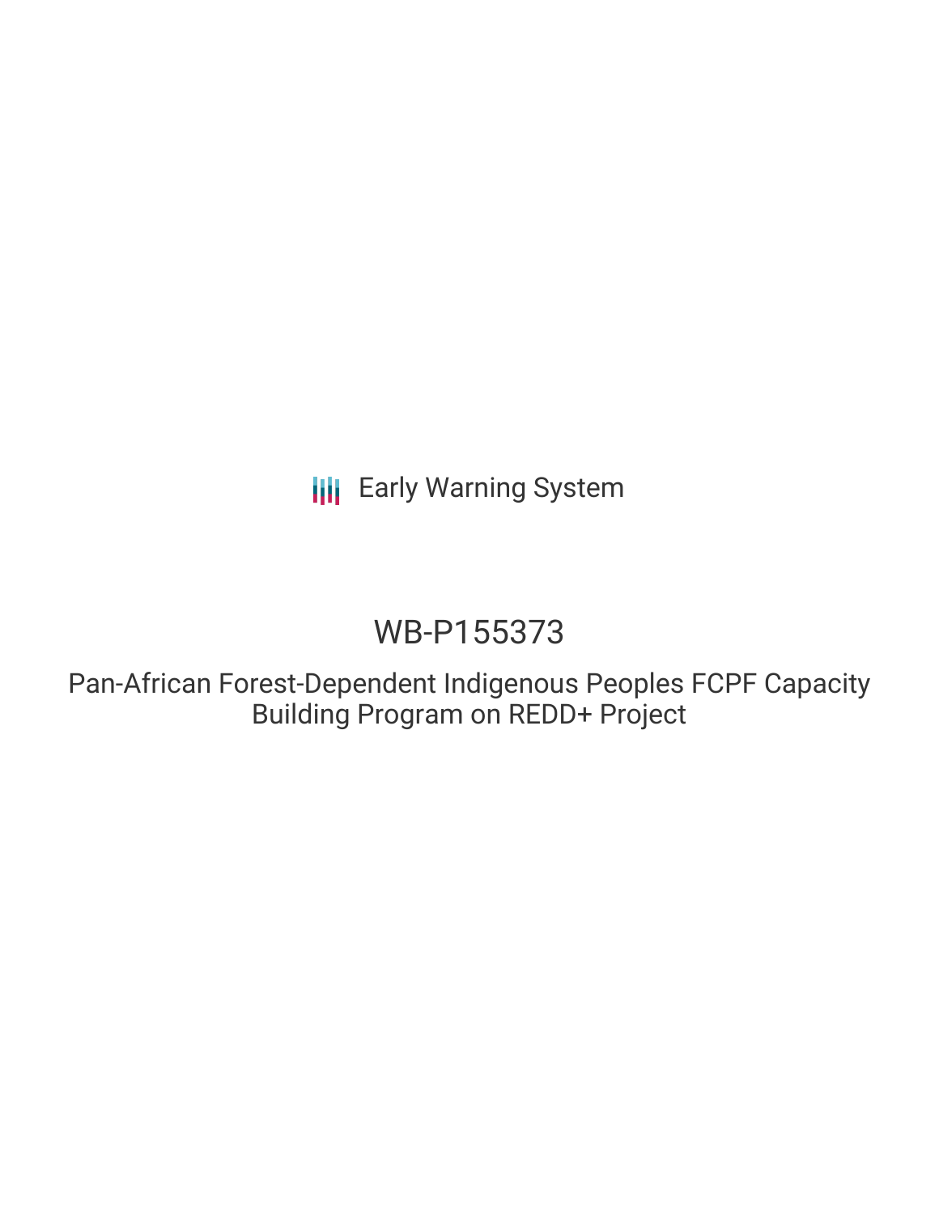Early Warning System

# WB-P155373

## Pan-African Forest-Dependent Indigenous Peoples FCPF Capacity Building Program on REDD+ Project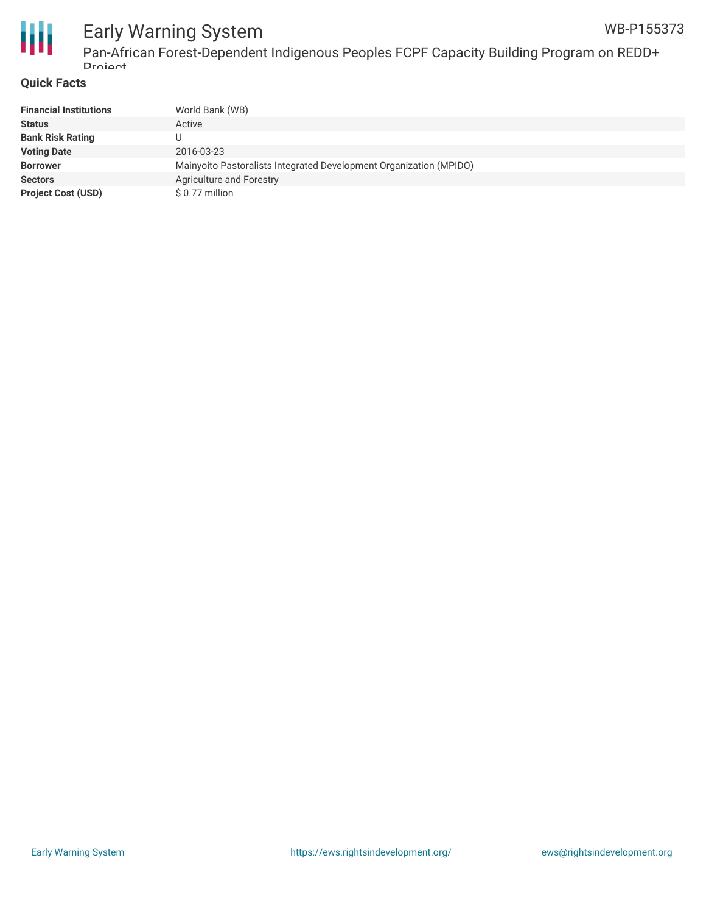## Quick Facts

| | |
|---|---|
| **Financial Institutions** | World Bank (WB) |
| **Status** | Active |
| **Bank Risk Rating** | U |
| **Voting Date** | 2016-03-23 |
| **Borrower** | Mainyoito Pastoralists Integrated Development Organization (MPIDO) |
| **Sectors** | Agriculture and Forestry |
| **Project Cost (USD)** | $ 0.77 million |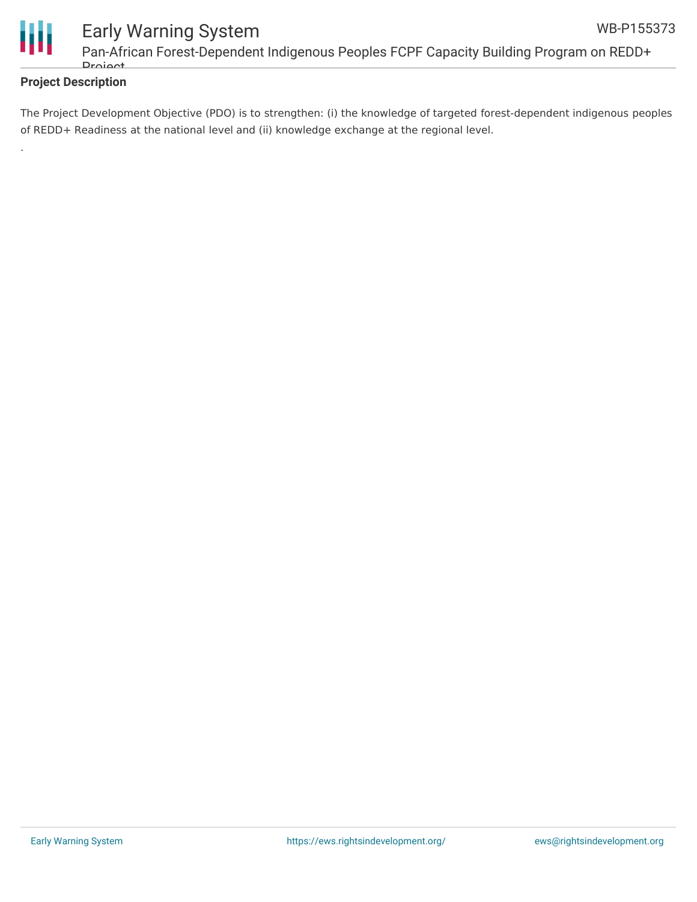**Project Description**

The Project Development Objective (PDO) is to strengthen: (i) the knowledge of targeted forest-dependent indigenous peoples of REDD+ Readiness at the national level and (ii) knowledge exchange at the regional level.

.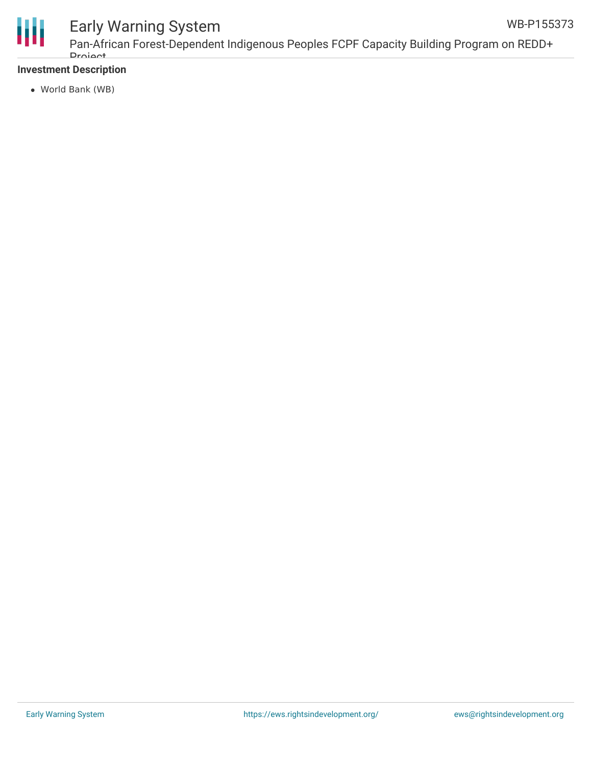**Investment Description**

- World Bank (WB)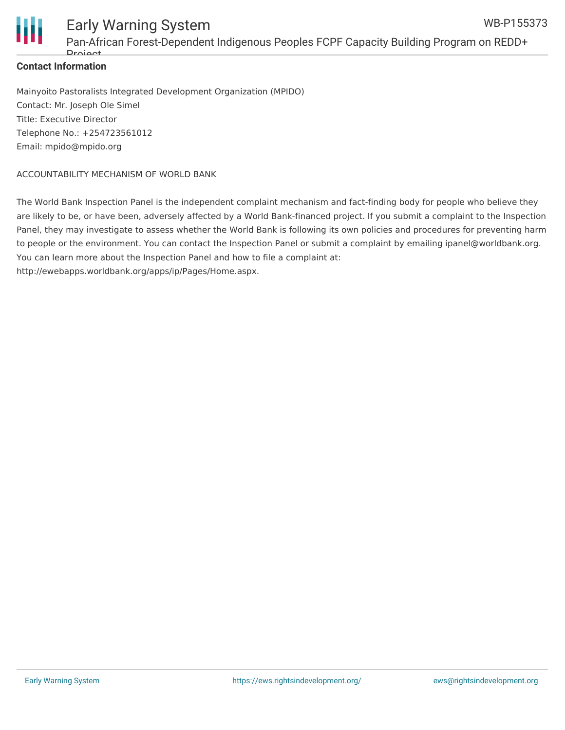**Contact Information**

Mainyoito Pastoralists Integrated Development Organization (MPIDO)
Contact: Mr. Joseph Ole Simel
Title: Executive Director
Telephone No.: +254723561012
Email: mpido@mpido.org

ACCOUNTABILITY MECHANISM OF WORLD BANK

The World Bank Inspection Panel is the independent complaint mechanism and fact-finding body for people who believe they are likely to be, or have been, adversely affected by a World Bank-financed project. If you submit a complaint to the Inspection Panel, they may investigate to assess whether the World Bank is following its own policies and procedures for preventing harm to people or the environment. You can contact the Inspection Panel or submit a complaint by emailing ipanel@worldbank.org. You can learn more about the Inspection Panel and how to file a complaint at: http://ewebapps.worldbank.org/apps/ip/Pages/Home.aspx.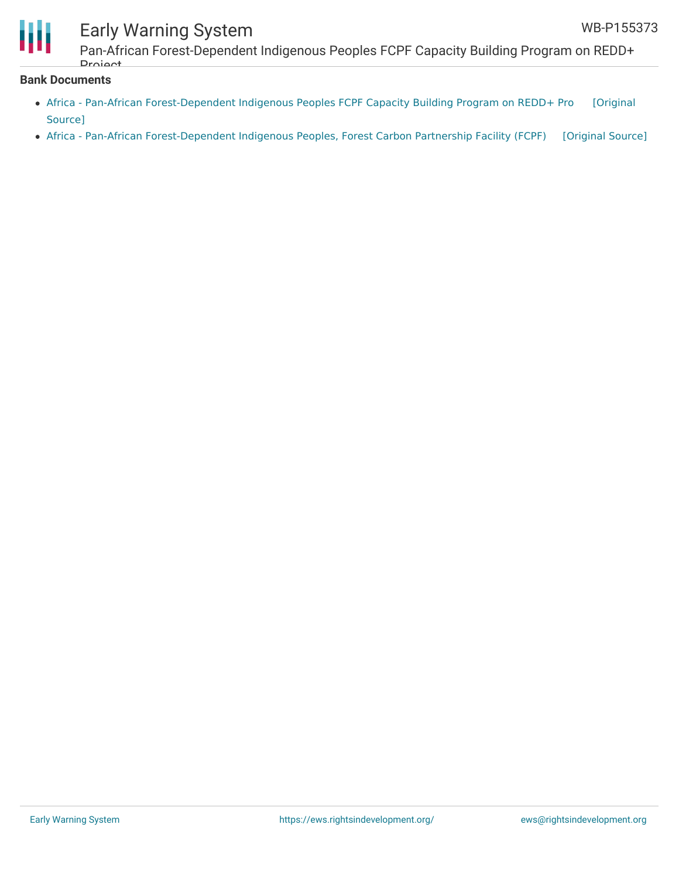**Bank Documents**

- Africa - Pan-African Forest-Dependent Indigenous Peoples FCPF Capacity Building Program on REDD+ Pro [Original Source]
- Africa - Pan-African Forest-Dependent Indigenous Peoples, Forest Carbon Partnership Facility (FCPF) [Original Source]